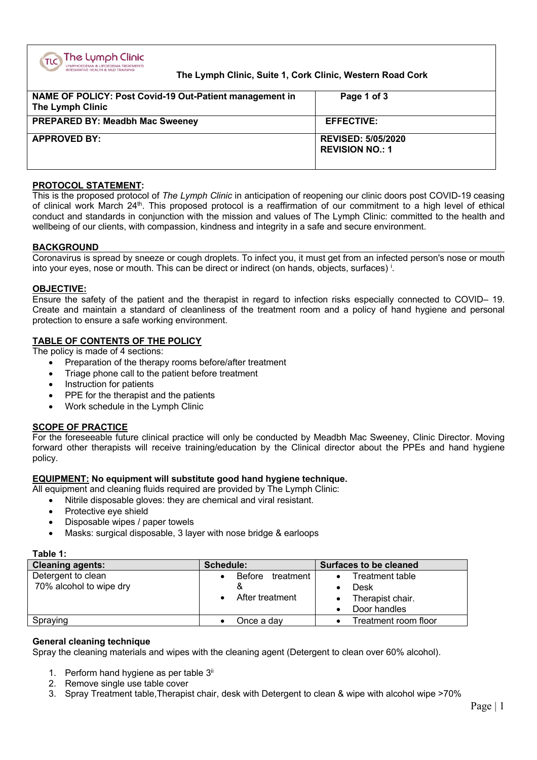The Lymph Clinic, Suite 1, Cork Clinic, Western Road Cork

| NAME OF POLICY: Post Covid-19 Out-Patient management in The Lymph Clinic | Page 1 of 3 |
|---|---|
| PREPARED BY: Meadbh Mac Sweeney | EFFECTIVE: |
| APPROVED BY: | REVISED: 5/05/2020<br>REVISION NO.: 1 |

## PROTOCOL STATEMENT:

This is the proposed protocol of *The Lymph Clinic* in anticipation of reopening our clinic doors post COVID-19 ceasing of clinical work March 24th. This proposed protocol is a reaffirmation of our commitment to a high level of ethical conduct and standards in conjunction with the mission and values of The Lymph Clinic: committed to the health and wellbeing of our clients, with compassion, kindness and integrity in a safe and secure environment.

## BACKGROUND

Coronavirus is spread by sneeze or cough droplets. To infect you, it must get from an infected person's nose or mouth into your eyes, nose or mouth. This can be direct or indirect (on hands, objects, surfaces) [i].

## OBJECTIVE:

Ensure the safety of the patient and the therapist in regard to infection risks especially connected to COVID– 19. Create and maintain a standard of cleanliness of the treatment room and a policy of hand hygiene and personal protection to ensure a safe working environment.

## TABLE OF CONTENTS OF THE POLICY

The policy is made of 4 sections:

- Preparation of the therapy rooms before/after treatment
- Triage phone call to the patient before treatment
- Instruction for patients
- PPE for the therapist and the patients
- Work schedule in the Lymph Clinic

## SCOPE OF PRACTICE

For the foreseeable future clinical practice will only be conducted by Meadbh Mac Sweeney, Clinic Director. Moving forward other therapists will receive training/education by the Clinical director about the PPEs and hand hygiene policy.

## EQUIPMENT: No equipment will substitute good hand hygiene technique.

All equipment and cleaning fluids required are provided by The Lymph Clinic:

- Nitrile disposable gloves: they are chemical and viral resistant.
- Protective eye shield
- Disposable wipes / paper towels
- Masks: surgical disposable, 3 layer with nose bridge & earloops

**Table 1:**

| Cleaning agents: | Schedule: | Surfaces to be cleaned |
|---|---|---|
| Detergent to clean<br>70% alcohol to wipe dry | • Before treatment &<br>• After treatment | • Treatment table<br>• Desk<br>• Therapist chair.<br>• Door handles |
| Spraying | • Once a day | • Treatment room floor |

### General cleaning technique

Spray the cleaning materials and wipes with the cleaning agent (Detergent to clean over 60% alcohol).

1. Perform hand hygiene as per table 3[ii]
2. Remove single use table cover
3. Spray Treatment table,Therapist chair, desk with Detergent to clean & wipe with alcohol wipe >70%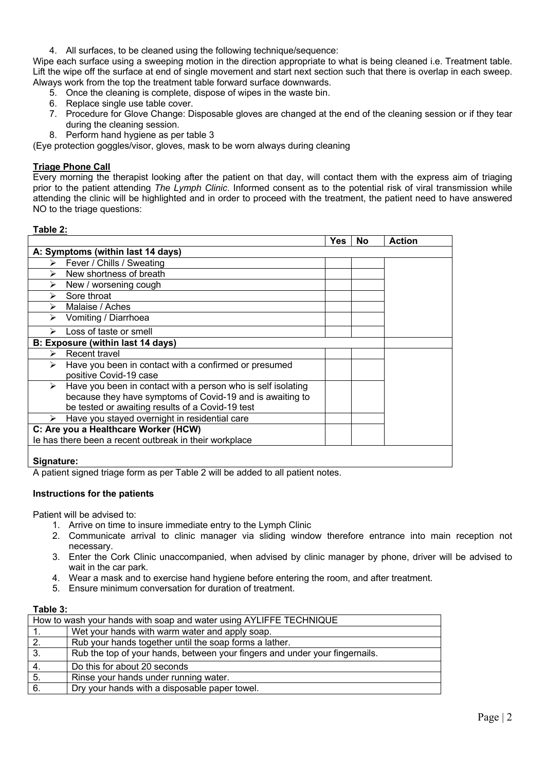4. All surfaces, to be cleaned using the following technique/sequence:

Wipe each surface using a sweeping motion in the direction appropriate to what is being cleaned i.e. Treatment table. Lift the wipe off the surface at end of single movement and start next section such that there is overlap in each sweep. Always work from the top the treatment table forward surface downwards.

5. Once the cleaning is complete, dispose of wipes in the waste bin.
6. Replace single use table cover.
7. Procedure for Glove Change: Disposable gloves are changed at the end of the cleaning session or if they tear during the cleaning session.
8. Perform hand hygiene as per table 3

(Eye protection goggles/visor, gloves, mask to be worn always during cleaning

**Triage Phone Call**

Every morning the therapist looking after the patient on that day, will contact them with the express aim of triaging prior to the patient attending *The Lymph Clinic*. Informed consent as to the potential risk of viral transmission while attending the clinic will be highlighted and in order to proceed with the treatment, the patient need to have answered NO to the triage questions:

**Table 2:**

| | Yes | No | Action |
|---|---|---|---|
| **A: Symptoms (within last 14 days)** | | | |
| ➢ Fever / Chills / Sweating | | | |
| ➢ New shortness of breath | | | |
| ➢ New / worsening cough | | | |
| ➢ Sore throat | | | |
| ➢ Malaise / Aches | | | |
| ➢ Vomiting / Diarrhoea | | | |
| ➢ Loss of taste or smell | | | |
| **B: Exposure (within last 14 days)** | | | |
| ➢ Recent travel | | | |
| ➢ Have you been in contact with a confirmed or presumed positive Covid-19 case | | | |
| ➢ Have you been in contact with a person who is self isolating because they have symptoms of Covid-19 and is awaiting to be tested or awaiting results of a Covid-19 test | | | |
| ➢ Have you stayed overnight in residential care | | | |
| **C: Are you a Healthcare Worker (HCW)** Ie has there been a recent outbreak in their workplace | | | |
| **Signature:** | | | |

A patient signed triage form as per Table 2 will be added to all patient notes.

**Instructions for the patients**

Patient will be advised to:

1. Arrive on time to insure immediate entry to the Lymph Clinic
2. Communicate arrival to clinic manager via sliding window therefore entrance into main reception not necessary.
3. Enter the Cork Clinic unaccompanied, when advised by clinic manager by phone, driver will be advised to wait in the car park.
4. Wear a mask and to exercise hand hygiene before entering the room, and after treatment.
5. Ensure minimum conversation for duration of treatment.

**Table 3:**

| How to wash your hands with soap and water using AYLIFFE TECHNIQUE | |
|---|---|
| 1. | Wet your hands with warm water and apply soap. |
| 2. | Rub your hands together until the soap forms a lather. |
| 3. | Rub the top of your hands, between your fingers and under your fingernails. |
| 4. | Do this for about 20 seconds |
| 5. | Rinse your hands under running water. |
| 6. | Dry your hands with a disposable paper towel. |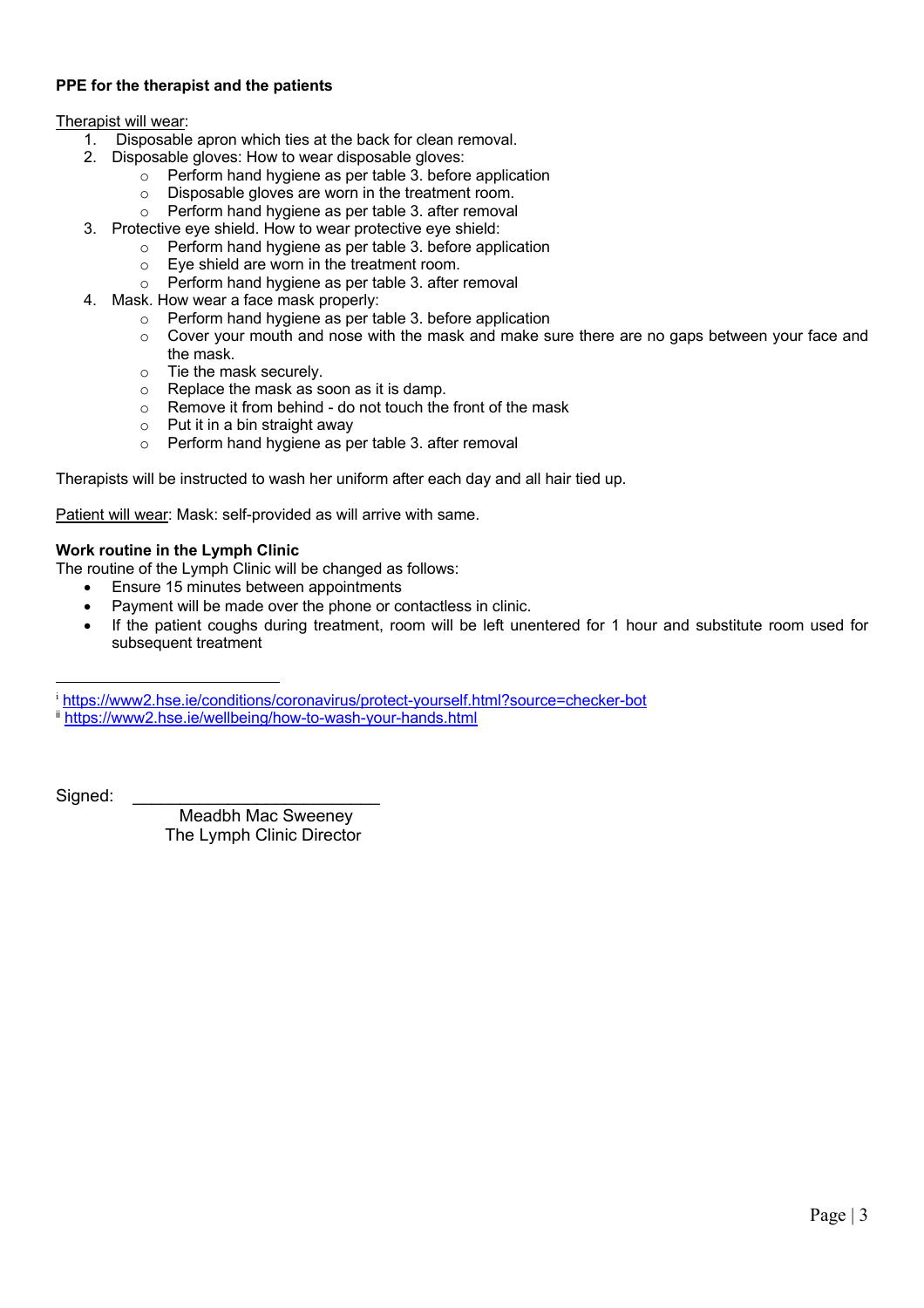**PPE for the therapist and the patients**

Therapist will wear:

1. Disposable apron which ties at the back for clean removal.
2. Disposable gloves: How to wear disposable gloves:
   - Perform hand hygiene as per table 3. before application
   - Disposable gloves are worn in the treatment room.
   - Perform hand hygiene as per table 3. after removal
3. Protective eye shield. How to wear protective eye shield:
   - Perform hand hygiene as per table 3. before application
   - Eye shield are worn in the treatment room.
   - Perform hand hygiene as per table 3. after removal
4. Mask. How wear a face mask properly:
   - Perform hand hygiene as per table 3. before application
   - Cover your mouth and nose with the mask and make sure there are no gaps between your face and the mask.
   - Tie the mask securely.
   - Replace the mask as soon as it is damp.
   - Remove it from behind - do not touch the front of the mask
   - Put it in a bin straight away
   - Perform hand hygiene as per table 3. after removal

Therapists will be instructed to wash her uniform after each day and all hair tied up.

Patient will wear: Mask: self-provided as will arrive with same.

**Work routine in the Lymph Clinic**

The routine of the Lymph Clinic will be changed as follows:

- Ensure 15 minutes between appointments
- Payment will be made over the phone or contactless in clinic.
- If the patient coughs during treatment, room will be left unentered for 1 hour and substitute room used for subsequent treatment

---

[i] https://www2.hse.ie/conditions/coronavirus/protect-yourself.html?source=checker-bot

[ii] https://www2.hse.ie/wellbeing/how-to-wash-your-hands.html

Signed: ___________________________

Meadbh Mac Sweeney
The Lymph Clinic Director